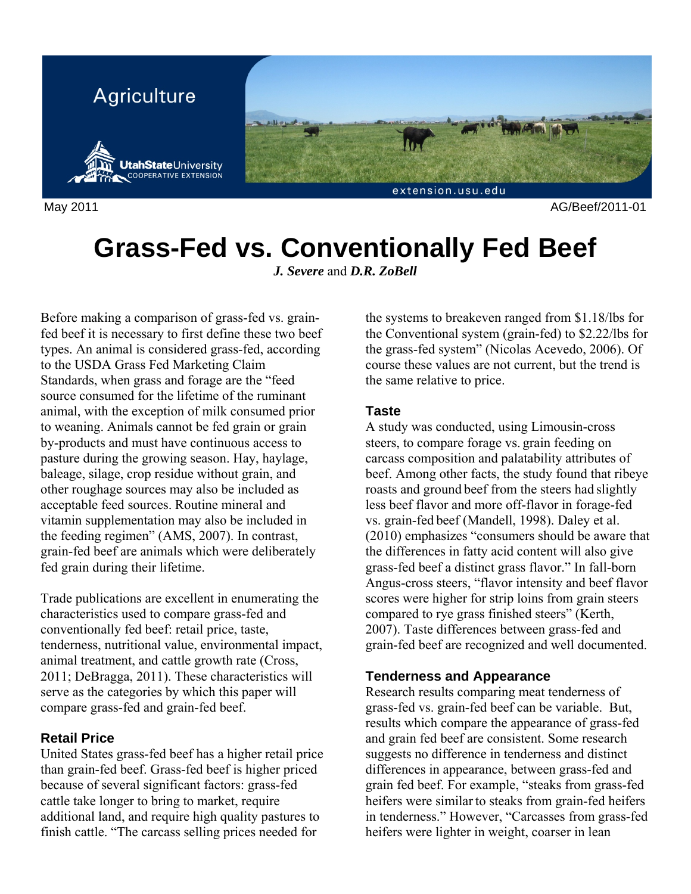Agriculture

Utah State University Cooperative Extension

extension.usu.edu

May 2011 AG/Beef/2011-01

# Grass-Fed vs. Conventionally Fed Beef

***J. Severe*** and ***D.R. ZoBell***

Before making a comparison of grass-fed vs. grain-fed beef it is necessary to first define these two beef types. An animal is considered grass-fed, according to the USDA Grass Fed Marketing Claim Standards, when grass and forage are the "feed source consumed for the lifetime of the ruminant animal, with the exception of milk consumed prior to weaning. Animals cannot be fed grain or grain by-products and must have continuous access to pasture during the growing season. Hay, haylage, baleage, silage, crop residue without grain, and other roughage sources may also be included as acceptable feed sources. Routine mineral and vitamin supplementation may also be included in the feeding regimen" (AMS, 2007). In contrast, grain-fed beef are animals which were deliberately fed grain during their lifetime.

Trade publications are excellent in enumerating the characteristics used to compare grass-fed and conventionally fed beef: retail price, taste, tenderness, nutritional value, environmental impact, animal treatment, and cattle growth rate (Cross, 2011; DeBragga, 2011). These characteristics will serve as the categories by which this paper will compare grass-fed and grain-fed beef.

### Retail Price

United States grass-fed beef has a higher retail price than grain-fed beef. Grass-fed beef is higher priced because of several significant factors: grass-fed cattle take longer to bring to market, require additional land, and require high quality pastures to finish cattle. "The carcass selling prices needed for the systems to breakeven ranged from $1.18/lbs for the Conventional system (grain-fed) to $2.22/lbs for the grass-fed system" (Nicolas Acevedo, 2006). Of course these values are not current, but the trend is the same relative to price.

### Taste

A study was conducted, using Limousin-cross steers, to compare forage vs. grain feeding on carcass composition and palatability attributes of beef. Among other facts, the study found that ribeye roasts and ground beef from the steers had slightly less beef flavor and more off-flavor in forage-fed vs. grain-fed beef (Mandell, 1998). Daley et al. (2010) emphasizes "consumers should be aware that the differences in fatty acid content will also give grass-fed beef a distinct grass flavor." In fall-born Angus-cross steers, "flavor intensity and beef flavor scores were higher for strip loins from grain steers compared to rye grass finished steers" (Kerth, 2007). Taste differences between grass-fed and grain-fed beef are recognized and well documented.

### Tenderness and Appearance

Research results comparing meat tenderness of grass-fed vs. grain-fed beef can be variable. But, results which compare the appearance of grass-fed and grain fed beef are consistent. Some research suggests no difference in tenderness and distinct differences in appearance, between grass-fed and grain fed beef. For example, "steaks from grass-fed heifers were similar to steaks from grain-fed heifers in tenderness." However, "Carcasses from grass-fed heifers were lighter in weight, coarser in lean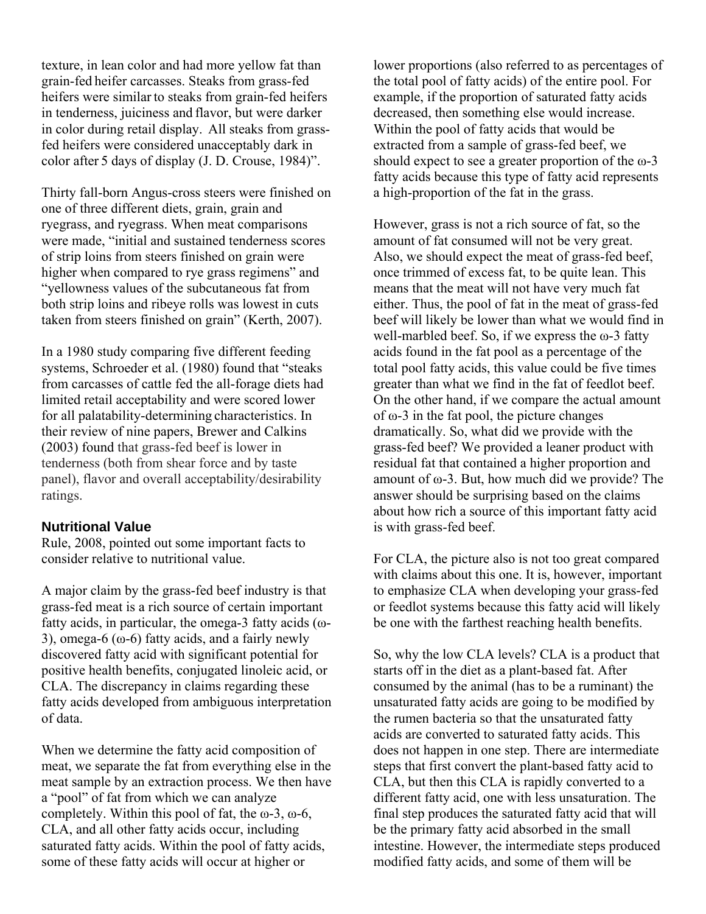texture, in lean color and had more yellow fat than grain-fed heifer carcasses. Steaks from grass-fed heifers were similar to steaks from grain-fed heifers in tenderness, juiciness and flavor, but were darker in color during retail display. All steaks from grass-fed heifers were considered unacceptably dark in color after 5 days of display (J. D. Crouse, 1984)".

Thirty fall-born Angus-cross steers were finished on one of three different diets, grain, grain and ryegrass, and ryegrass. When meat comparisons were made, "initial and sustained tenderness scores of strip loins from steers finished on grain were higher when compared to rye grass regimens" and "yellowness values of the subcutaneous fat from both strip loins and ribeye rolls was lowest in cuts taken from steers finished on grain" (Kerth, 2007).

In a 1980 study comparing five different feeding systems, Schroeder et al. (1980) found that "steaks from carcasses of cattle fed the all-forage diets had limited retail acceptability and were scored lower for all palatability-determining characteristics. In their review of nine papers, Brewer and Calkins (2003) found that grass-fed beef is lower in tenderness (both from shear force and by taste panel), flavor and overall acceptability/desirability ratings.

## Nutritional Value

Rule, 2008, pointed out some important facts to consider relative to nutritional value.

A major claim by the grass-fed beef industry is that grass-fed meat is a rich source of certain important fatty acids, in particular, the omega-3 fatty acids (ω-3), omega-6 (ω-6) fatty acids, and a fairly newly discovered fatty acid with significant potential for positive health benefits, conjugated linoleic acid, or CLA. The discrepancy in claims regarding these fatty acids developed from ambiguous interpretation of data.

When we determine the fatty acid composition of meat, we separate the fat from everything else in the meat sample by an extraction process. We then have a "pool" of fat from which we can analyze completely. Within this pool of fat, the ω-3, ω-6, CLA, and all other fatty acids occur, including saturated fatty acids. Within the pool of fatty acids, some of these fatty acids will occur at higher or lower proportions (also referred to as percentages of the total pool of fatty acids) of the entire pool. For example, if the proportion of saturated fatty acids decreased, then something else would increase. Within the pool of fatty acids that would be extracted from a sample of grass-fed beef, we should expect to see a greater proportion of the ω-3 fatty acids because this type of fatty acid represents a high-proportion of the fat in the grass.

However, grass is not a rich source of fat, so the amount of fat consumed will not be very great. Also, we should expect the meat of grass-fed beef, once trimmed of excess fat, to be quite lean. This means that the meat will not have very much fat either. Thus, the pool of fat in the meat of grass-fed beef will likely be lower than what we would find in well-marbled beef. So, if we express the ω-3 fatty acids found in the fat pool as a percentage of the total pool fatty acids, this value could be five times greater than what we find in the fat of feedlot beef. On the other hand, if we compare the actual amount of ω-3 in the fat pool, the picture changes dramatically. So, what did we provide with the grass-fed beef? We provided a leaner product with residual fat that contained a higher proportion and amount of ω-3. But, how much did we provide? The answer should be surprising based on the claims about how rich a source of this important fatty acid is with grass-fed beef.

For CLA, the picture also is not too great compared with claims about this one. It is, however, important to emphasize CLA when developing your grass-fed or feedlot systems because this fatty acid will likely be one with the farthest reaching health benefits.

So, why the low CLA levels? CLA is a product that starts off in the diet as a plant-based fat. After consumed by the animal (has to be a ruminant) the unsaturated fatty acids are going to be modified by the rumen bacteria so that the unsaturated fatty acids are converted to saturated fatty acids. This does not happen in one step. There are intermediate steps that first convert the plant-based fatty acid to CLA, but then this CLA is rapidly converted to a different fatty acid, one with less unsaturation. The final step produces the saturated fatty acid that will be the primary fatty acid absorbed in the small intestine. However, the intermediate steps produced modified fatty acids, and some of them will be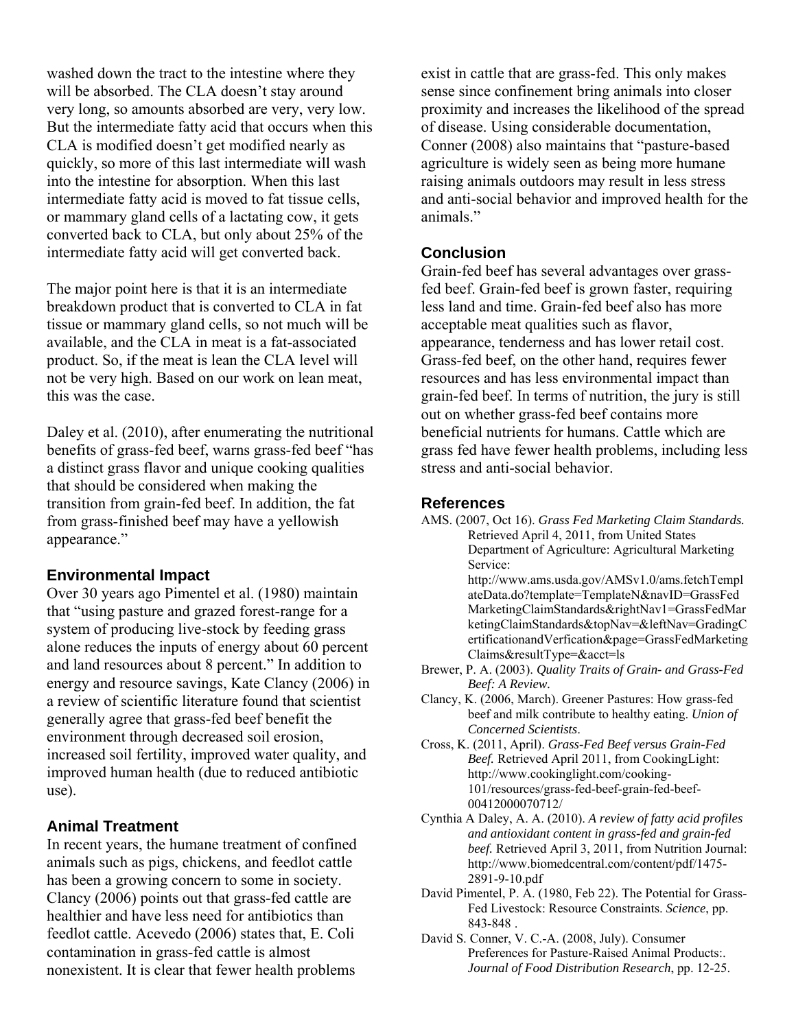washed down the tract to the intestine where they will be absorbed. The CLA doesn't stay around very long, so amounts absorbed are very, very low. But the intermediate fatty acid that occurs when this CLA is modified doesn't get modified nearly as quickly, so more of this last intermediate will wash into the intestine for absorption. When this last intermediate fatty acid is moved to fat tissue cells, or mammary gland cells of a lactating cow, it gets converted back to CLA, but only about 25% of the intermediate fatty acid will get converted back.

The major point here is that it is an intermediate breakdown product that is converted to CLA in fat tissue or mammary gland cells, so not much will be available, and the CLA in meat is a fat-associated product. So, if the meat is lean the CLA level will not be very high. Based on our work on lean meat, this was the case.

Daley et al. (2010), after enumerating the nutritional benefits of grass-fed beef, warns grass-fed beef "has a distinct grass flavor and unique cooking qualities that should be considered when making the transition from grain-fed beef. In addition, the fat from grass-finished beef may have a yellowish appearance."

### Environmental Impact

Over 30 years ago Pimentel et al. (1980) maintain that "using pasture and grazed forest-range for a system of producing live-stock by feeding grass alone reduces the inputs of energy about 60 percent and land resources about 8 percent." In addition to energy and resource savings, Kate Clancy (2006) in a review of scientific literature found that scientist generally agree that grass-fed beef benefit the environment through decreased soil erosion, increased soil fertility, improved water quality, and improved human health (due to reduced antibiotic use).

### Animal Treatment

In recent years, the humane treatment of confined animals such as pigs, chickens, and feedlot cattle has been a growing concern to some in society. Clancy (2006) points out that grass-fed cattle are healthier and have less need for antibiotics than feedlot cattle. Acevedo (2006) states that, E. Coli contamination in grass-fed cattle is almost nonexistent. It is clear that fewer health problems exist in cattle that are grass-fed. This only makes sense since confinement bring animals into closer proximity and increases the likelihood of the spread of disease. Using considerable documentation, Conner (2008) also maintains that "pasture-based agriculture is widely seen as being more humane raising animals outdoors may result in less stress and anti-social behavior and improved health for the animals."

### Conclusion

Grain-fed beef has several advantages over grass-fed beef. Grain-fed beef is grown faster, requiring less land and time. Grain-fed beef also has more acceptable meat qualities such as flavor, appearance, tenderness and has lower retail cost. Grass-fed beef, on the other hand, requires fewer resources and has less environmental impact than grain-fed beef. In terms of nutrition, the jury is still out on whether grass-fed beef contains more beneficial nutrients for humans. Cattle which are grass fed have fewer health problems, including less stress and anti-social behavior.

### References

AMS. (2007, Oct 16). *Grass Fed Marketing Claim Standards.* Retrieved April 4, 2011, from United States Department of Agriculture: Agricultural Marketing Service: http://www.ams.usda.gov/AMSv1.0/ams.fetchTemplateData.do?template=TemplateN&navID=GrassFedMarketingClaimStandards&rightNav1=GrassFedMarketingClaimStandards&topNav=&leftNav=GradingCertificationandVerfication&page=GrassFedMarketingClaims&resultType=&acct=ls

Brewer, P. A. (2003). *Quality Traits of Grain- and Grass-Fed Beef: A Review.*

Clancy, K. (2006, March). Greener Pastures: How grass-fed beef and milk contribute to healthy eating. *Union of Concerned Scientists*.

Cross, K. (2011, April). *Grass-Fed Beef versus Grain-Fed Beef.* Retrieved April 2011, from CookingLight: http://www.cookinglight.com/cooking-101/resources/grass-fed-beef-grain-fed-beef-00412000070712/

Cynthia A Daley, A. A. (2010). *A review of fatty acid profiles and antioxidant content in grass-fed and grain-fed beef.* Retrieved April 3, 2011, from Nutrition Journal: http://www.biomedcentral.com/content/pdf/1475-2891-9-10.pdf

David Pimentel, P. A. (1980, Feb 22). The Potential for Grass-Fed Livestock: Resource Constraints. *Science*, pp. 843-848 .

David S. Conner, V. C.-A. (2008, July). Consumer Preferences for Pasture-Raised Animal Products:. *Journal of Food Distribution Research*, pp. 12-25.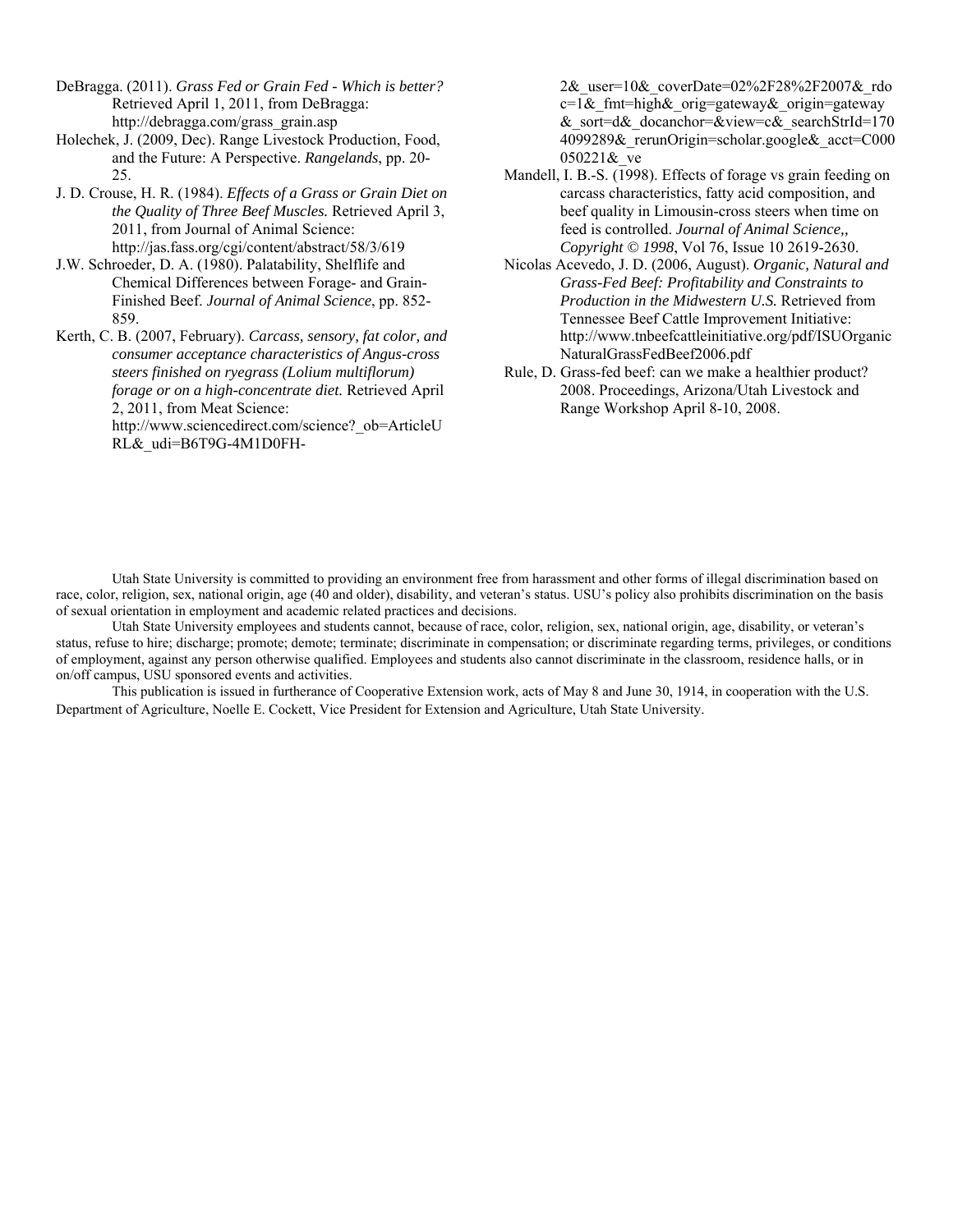DeBragga. (2011). *Grass Fed or Grain Fed - Which is better?* Retrieved April 1, 2011, from DeBragga: http://debragga.com/grass_grain.asp

Holechek, J. (2009, Dec). Range Livestock Production, Food, and the Future: A Perspective. *Rangelands*, pp. 20-25.

J. D. Crouse, H. R. (1984). *Effects of a Grass or Grain Diet on the Quality of Three Beef Muscles.* Retrieved April 3, 2011, from Journal of Animal Science: http://jas.fass.org/cgi/content/abstract/58/3/619

J.W. Schroeder, D. A. (1980). Palatability, Shelflife and Chemical Differences between Forage- and Grain-Finished Beef. *Journal of Animal Science*, pp. 852-859.

Kerth, C. B. (2007, February). *Carcass, sensory, fat color, and consumer acceptance characteristics of Angus-cross steers finished on ryegrass (Lolium multiflorum) forage or on a high-concentrate diet.* Retrieved April 2, 2011, from Meat Science: http://www.sciencedirect.com/science?_ob=ArticleURL&_udi=B6T9G-4M1D0FH-2&_user=10&_coverDate=02%2F28%2F2007&_rdoc=1&_fmt=high&_orig=gateway&_origin=gateway&_sort=d&_docanchor=&view=c&_searchStrId=1704099289&_rerunOrigin=scholar.google&_acct=C000050221&_ve

Mandell, I. B.-S. (1998). Effects of forage vs grain feeding on carcass characteristics, fatty acid composition, and beef quality in Limousin-cross steers when time on feed is controlled. *Journal of Animal Science,, Copyright © 1998*, Vol 76, Issue 10 2619-2630.

Nicolas Acevedo, J. D. (2006, August). *Organic, Natural and Grass-Fed Beef: Profitability and Constraints to Production in the Midwestern U.S.* Retrieved from Tennessee Beef Cattle Improvement Initiative: http://www.tnbeefcattleinitiative.org/pdf/ISUOrganicNaturalGrassFedBeef2006.pdf

Rule, D. Grass-fed beef: can we make a healthier product? 2008. Proceedings, Arizona/Utah Livestock and Range Workshop April 8-10, 2008.

Utah State University is committed to providing an environment free from harassment and other forms of illegal discrimination based on race, color, religion, sex, national origin, age (40 and older), disability, and veteran's status. USU's policy also prohibits discrimination on the basis of sexual orientation in employment and academic related practices and decisions.

Utah State University employees and students cannot, because of race, color, religion, sex, national origin, age, disability, or veteran's status, refuse to hire; discharge; promote; demote; terminate; discriminate in compensation; or discriminate regarding terms, privileges, or conditions of employment, against any person otherwise qualified. Employees and students also cannot discriminate in the classroom, residence halls, or in on/off campus, USU sponsored events and activities.

This publication is issued in furtherance of Cooperative Extension work, acts of May 8 and June 30, 1914, in cooperation with the U.S. Department of Agriculture, Noelle E. Cockett, Vice President for Extension and Agriculture, Utah State University.